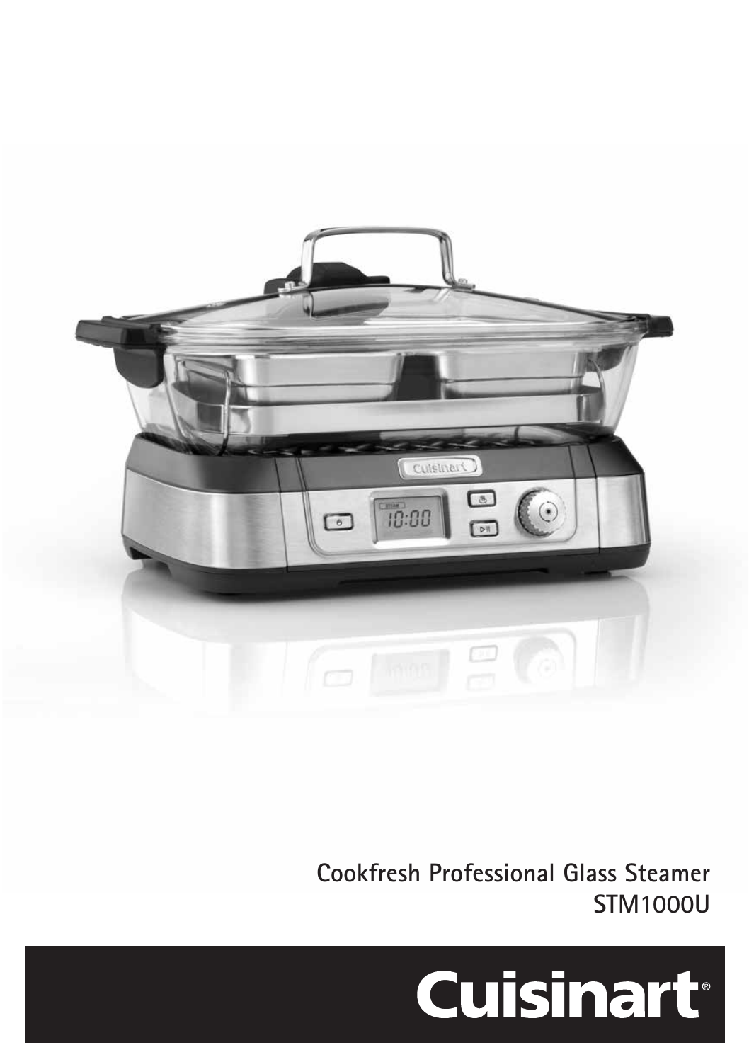Cookfresh Professional Glass Steamer
STM1000U

Cuisinart®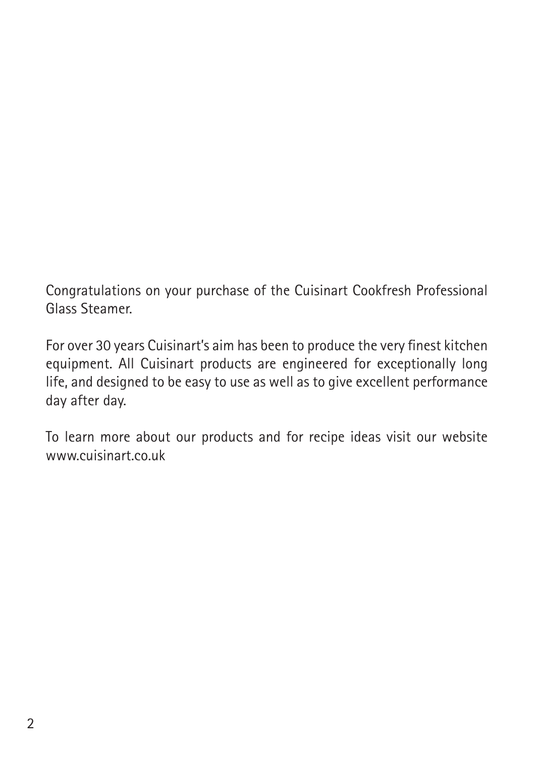Congratulations on your purchase of the Cuisinart Cookfresh Professional Glass Steamer.

For over 30 years Cuisinart's aim has been to produce the very finest kitchen equipment. All Cuisinart products are engineered for exceptionally long life, and designed to be easy to use as well as to give excellent performance day after day.

To learn more about our products and for recipe ideas visit our website www.cuisinart.co.uk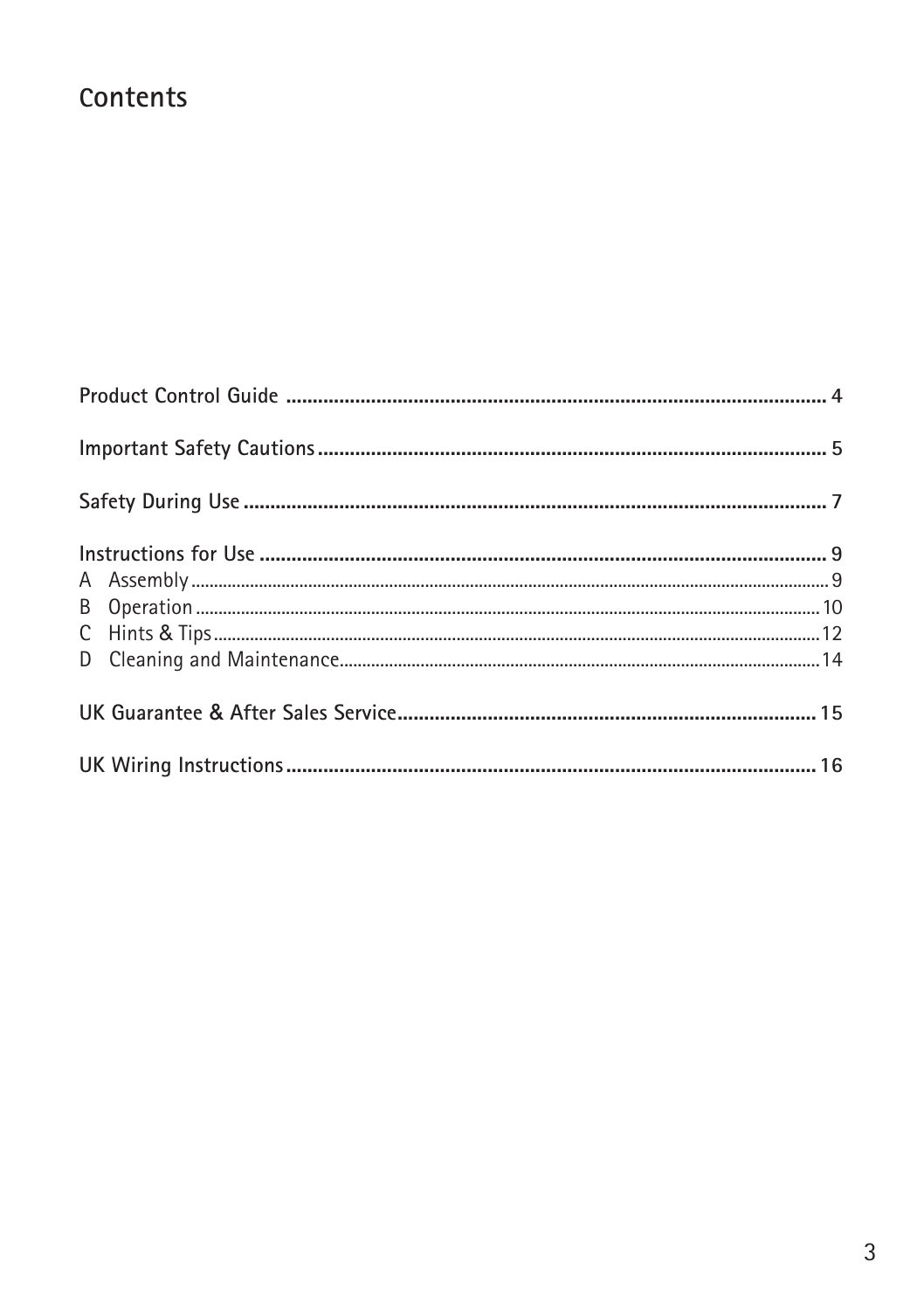# Contents

| | |
|---|---|
| **Product Control Guide** | **4** |
| **Important Safety Cautions** | **5** |
| **Safety During Use** | **7** |
| **Instructions for Use** | **9** |
| A Assembly | 9 |
| B Operation | 10 |
| C Hints & Tips | 12 |
| D Cleaning and Maintenance | 14 |
| **UK Guarantee & After Sales Service** | **15** |
| **UK Wiring Instructions** | **16** |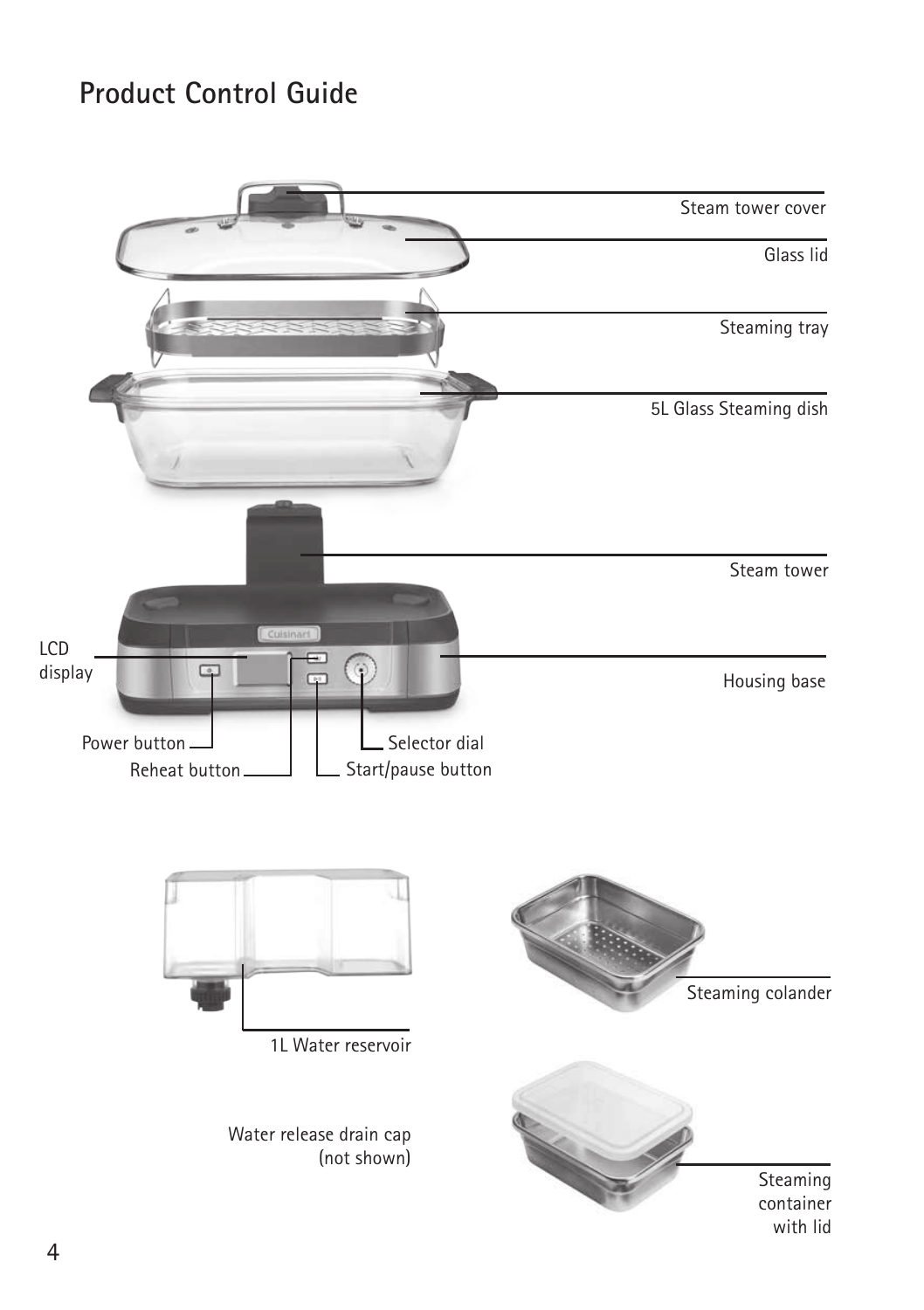# Product Control Guide

Steam tower cover

Glass lid

Steaming tray

5L Glass Steaming dish

Steam tower

LCD display

Housing base

Power button

Reheat button

Selector dial

Start/pause button

1L Water reservoir

Steaming colander

Water release drain cap (not shown)

Steaming container with lid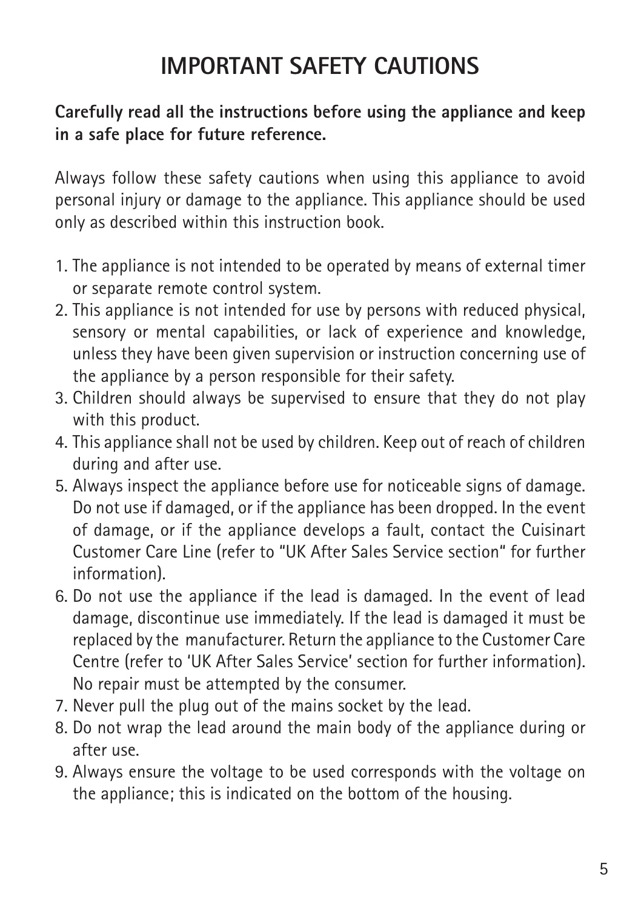# IMPORTANT SAFETY CAUTIONS

**Carefully read all the instructions before using the appliance and keep in a safe place for future reference.**

Always follow these safety cautions when using this appliance to avoid personal injury or damage to the appliance. This appliance should be used only as described within this instruction book.

1. The appliance is not intended to be operated by means of external timer or separate remote control system.
2. This appliance is not intended for use by persons with reduced physical, sensory or mental capabilities, or lack of experience and knowledge, unless they have been given supervision or instruction concerning use of the appliance by a person responsible for their safety.
3. Children should always be supervised to ensure that they do not play with this product.
4. This appliance shall not be used by children. Keep out of reach of children during and after use.
5. Always inspect the appliance before use for noticeable signs of damage. Do not use if damaged, or if the appliance has been dropped. In the event of damage, or if the appliance develops a fault, contact the Cuisinart Customer Care Line (refer to "UK After Sales Service section" for further information).
6. Do not use the appliance if the lead is damaged. In the event of lead damage, discontinue use immediately. If the lead is damaged it must be replaced by the manufacturer. Return the appliance to the Customer Care Centre (refer to 'UK After Sales Service' section for further information). No repair must be attempted by the consumer.
7. Never pull the plug out of the mains socket by the lead.
8. Do not wrap the lead around the main body of the appliance during or after use.
9. Always ensure the voltage to be used corresponds with the voltage on the appliance; this is indicated on the bottom of the housing.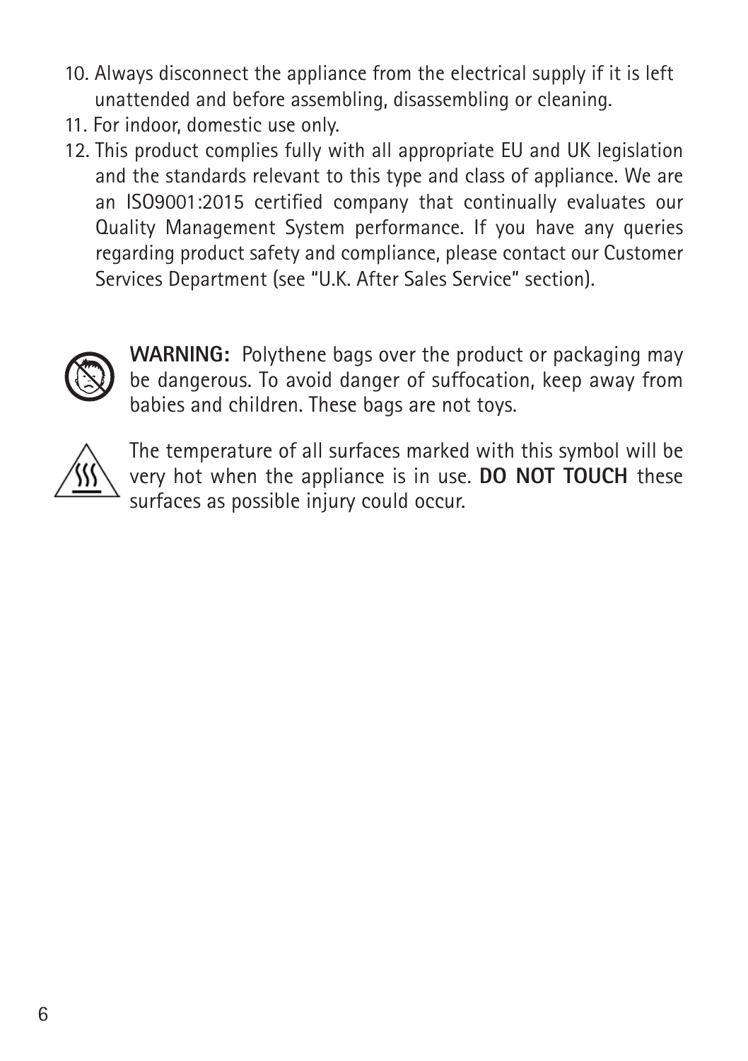10. Always disconnect the appliance from the electrical supply if it is left unattended and before assembling, disassembling or cleaning.
11. For indoor, domestic use only.
12. This product complies fully with all appropriate EU and UK legislation and the standards relevant to this type and class of appliance. We are an ISO9001:2015 certified company that continually evaluates our Quality Management System performance. If you have any queries regarding product safety and compliance, please contact our Customer Services Department (see "U.K. After Sales Service" section).

**WARNING:** Polythene bags over the product or packaging may be dangerous. To avoid danger of suffocation, keep away from babies and children. These bags are not toys.

The temperature of all surfaces marked with this symbol will be very hot when the appliance is in use. **DO NOT TOUCH** these surfaces as possible injury could occur.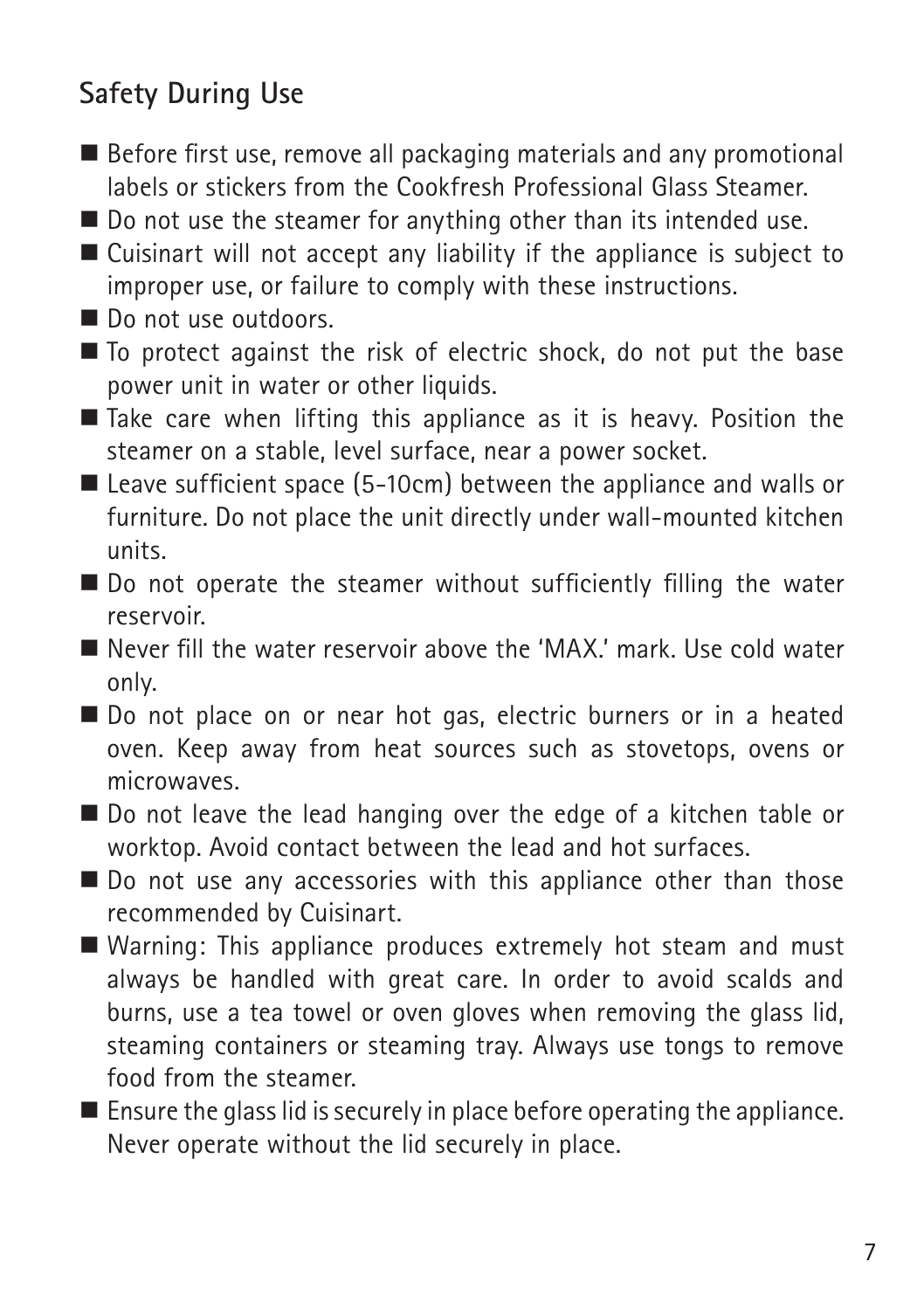## Safety During Use

- Before first use, remove all packaging materials and any promotional labels or stickers from the Cookfresh Professional Glass Steamer.
- Do not use the steamer for anything other than its intended use.
- Cuisinart will not accept any liability if the appliance is subject to improper use, or failure to comply with these instructions.
- Do not use outdoors.
- To protect against the risk of electric shock, do not put the base power unit in water or other liquids.
- Take care when lifting this appliance as it is heavy. Position the steamer on a stable, level surface, near a power socket.
- Leave sufficient space (5-10cm) between the appliance and walls or furniture. Do not place the unit directly under wall-mounted kitchen units.
- Do not operate the steamer without sufficiently filling the water reservoir.
- Never fill the water reservoir above the 'MAX.' mark. Use cold water only.
- Do not place on or near hot gas, electric burners or in a heated oven. Keep away from heat sources such as stovetops, ovens or microwaves.
- Do not leave the lead hanging over the edge of a kitchen table or worktop. Avoid contact between the lead and hot surfaces.
- Do not use any accessories with this appliance other than those recommended by Cuisinart.
- Warning: This appliance produces extremely hot steam and must always be handled with great care. In order to avoid scalds and burns, use a tea towel or oven gloves when removing the glass lid, steaming containers or steaming tray. Always use tongs to remove food from the steamer.
- Ensure the glass lid is securely in place before operating the appliance. Never operate without the lid securely in place.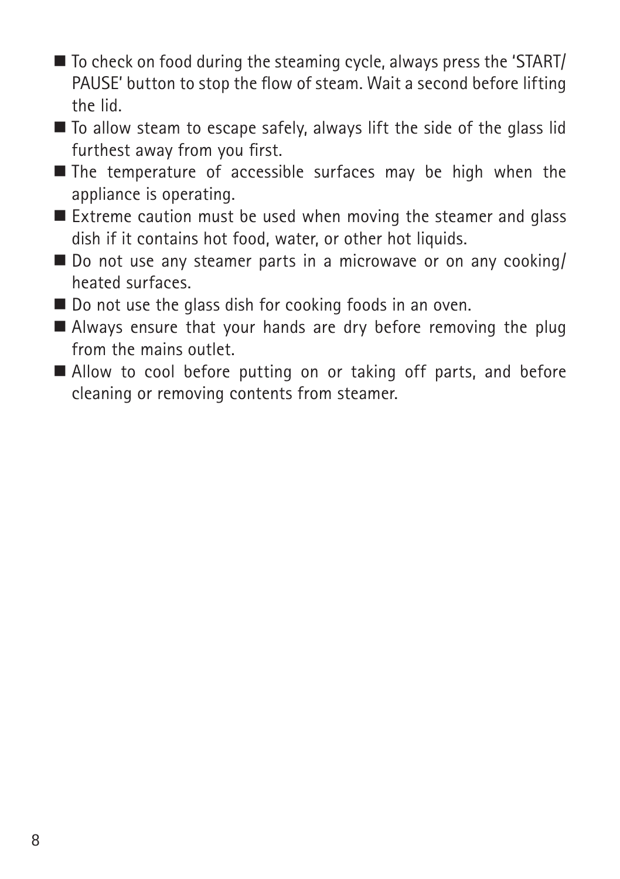- To check on food during the steaming cycle, always press the 'START/PAUSE' button to stop the flow of steam. Wait a second before lifting the lid.
- To allow steam to escape safely, always lift the side of the glass lid furthest away from you first.
- The temperature of accessible surfaces may be high when the appliance is operating.
- Extreme caution must be used when moving the steamer and glass dish if it contains hot food, water, or other hot liquids.
- Do not use any steamer parts in a microwave or on any cooking/heated surfaces.
- Do not use the glass dish for cooking foods in an oven.
- Always ensure that your hands are dry before removing the plug from the mains outlet.
- Allow to cool before putting on or taking off parts, and before cleaning or removing contents from steamer.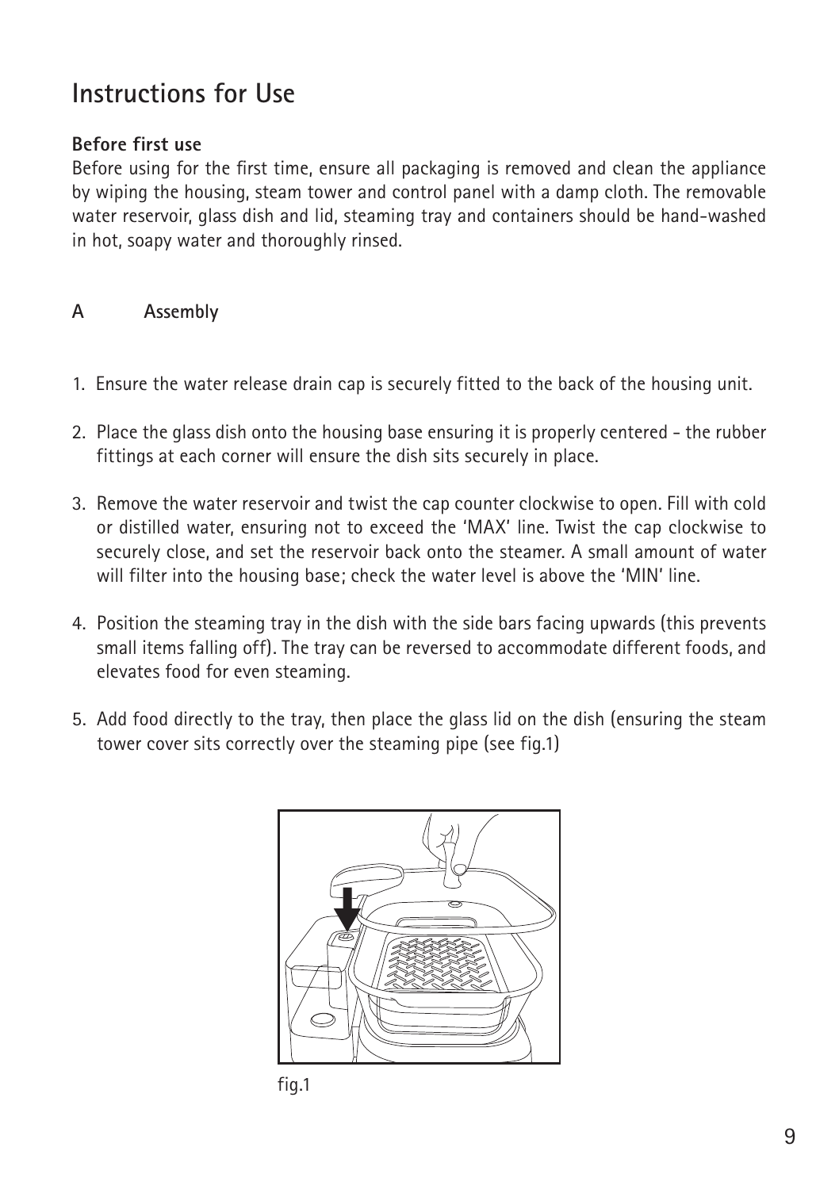# Instructions for Use

**Before first use**

Before using for the first time, ensure all packaging is removed and clean the appliance by wiping the housing, steam tower and control panel with a damp cloth. The removable water reservoir, glass dish and lid, steaming tray and containers should be hand-washed in hot, soapy water and thoroughly rinsed.

## A Assembly

1. Ensure the water release drain cap is securely fitted to the back of the housing unit.
2. Place the glass dish onto the housing base ensuring it is properly centered - the rubber fittings at each corner will ensure the dish sits securely in place.
3. Remove the water reservoir and twist the cap counter clockwise to open. Fill with cold or distilled water, ensuring not to exceed the 'MAX' line. Twist the cap clockwise to securely close, and set the reservoir back onto the steamer. A small amount of water will filter into the housing base; check the water level is above the 'MIN' line.
4. Position the steaming tray in the dish with the side bars facing upwards (this prevents small items falling off). The tray can be reversed to accommodate different foods, and elevates food for even steaming.
5. Add food directly to the tray, then place the glass lid on the dish (ensuring the steam tower cover sits correctly over the steaming pipe (see fig.1)

fig.1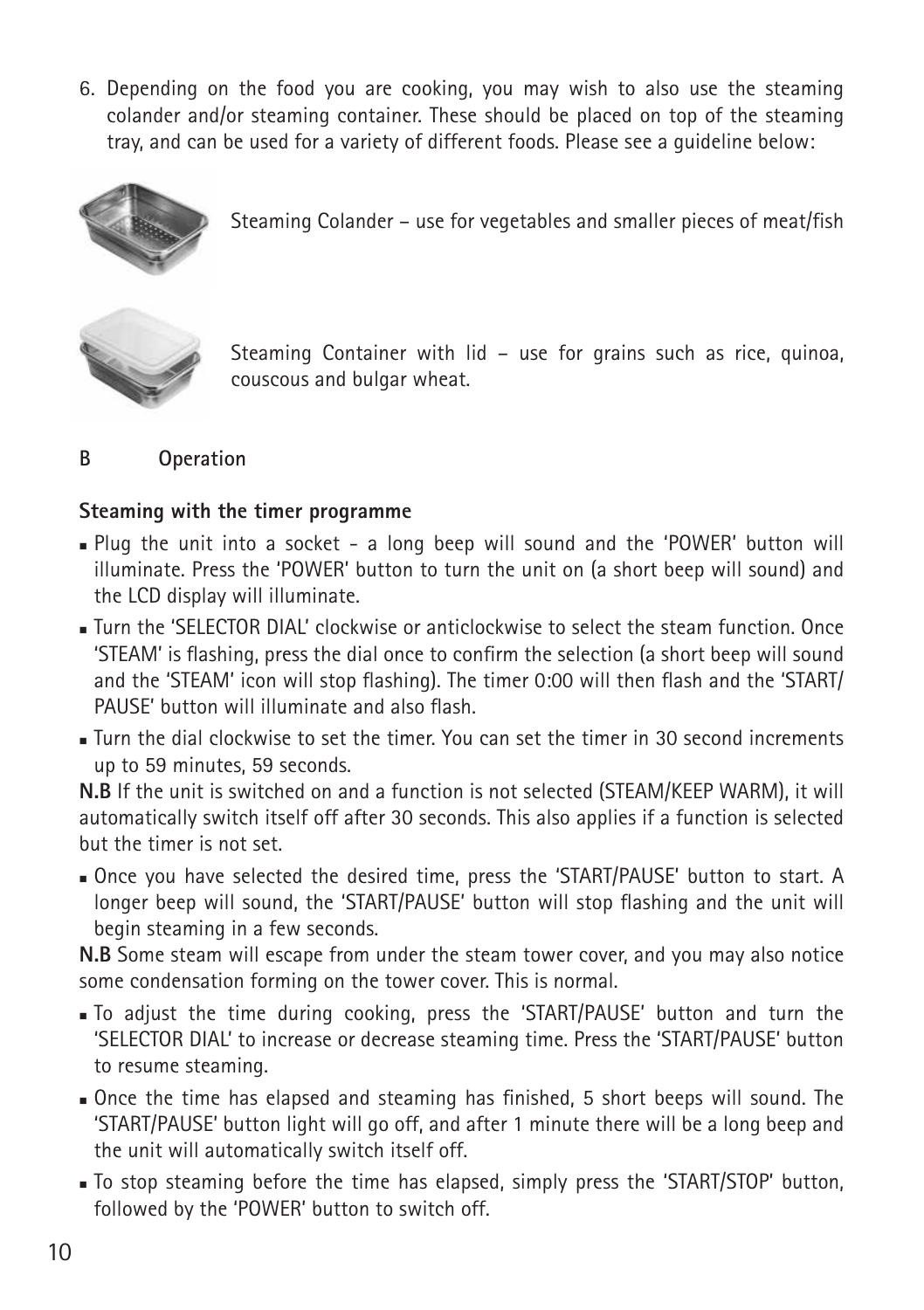6. Depending on the food you are cooking, you may wish to also use the steaming colander and/or steaming container. These should be placed on top of the steaming tray, and can be used for a variety of different foods. Please see a guideline below:

Steaming Colander – use for vegetables and smaller pieces of meat/fish

Steaming Container with lid – use for grains such as rice, quinoa, couscous and bulgar wheat.

## B Operation

### Steaming with the timer programme

- Plug the unit into a socket - a long beep will sound and the 'POWER' button will illuminate. Press the 'POWER' button to turn the unit on (a short beep will sound) and the LCD display will illuminate.
- Turn the 'SELECTOR DIAL' clockwise or anticlockwise to select the steam function. Once 'STEAM' is flashing, press the dial once to confirm the selection (a short beep will sound and the 'STEAM' icon will stop flashing). The timer 0:00 will then flash and the 'START/PAUSE' button will illuminate and also flash.
- Turn the dial clockwise to set the timer. You can set the timer in 30 second increments up to 59 minutes, 59 seconds.

**N.B** If the unit is switched on and a function is not selected (STEAM/KEEP WARM), it will automatically switch itself off after 30 seconds. This also applies if a function is selected but the timer is not set.

- Once you have selected the desired time, press the 'START/PAUSE' button to start. A longer beep will sound, the 'START/PAUSE' button will stop flashing and the unit will begin steaming in a few seconds.

**N.B** Some steam will escape from under the steam tower cover, and you may also notice some condensation forming on the tower cover. This is normal.

- To adjust the time during cooking, press the 'START/PAUSE' button and turn the 'SELECTOR DIAL' to increase or decrease steaming time. Press the 'START/PAUSE' button to resume steaming.
- Once the time has elapsed and steaming has finished, 5 short beeps will sound. The 'START/PAUSE' button light will go off, and after 1 minute there will be a long beep and the unit will automatically switch itself off.
- To stop steaming before the time has elapsed, simply press the 'START/STOP' button, followed by the 'POWER' button to switch off.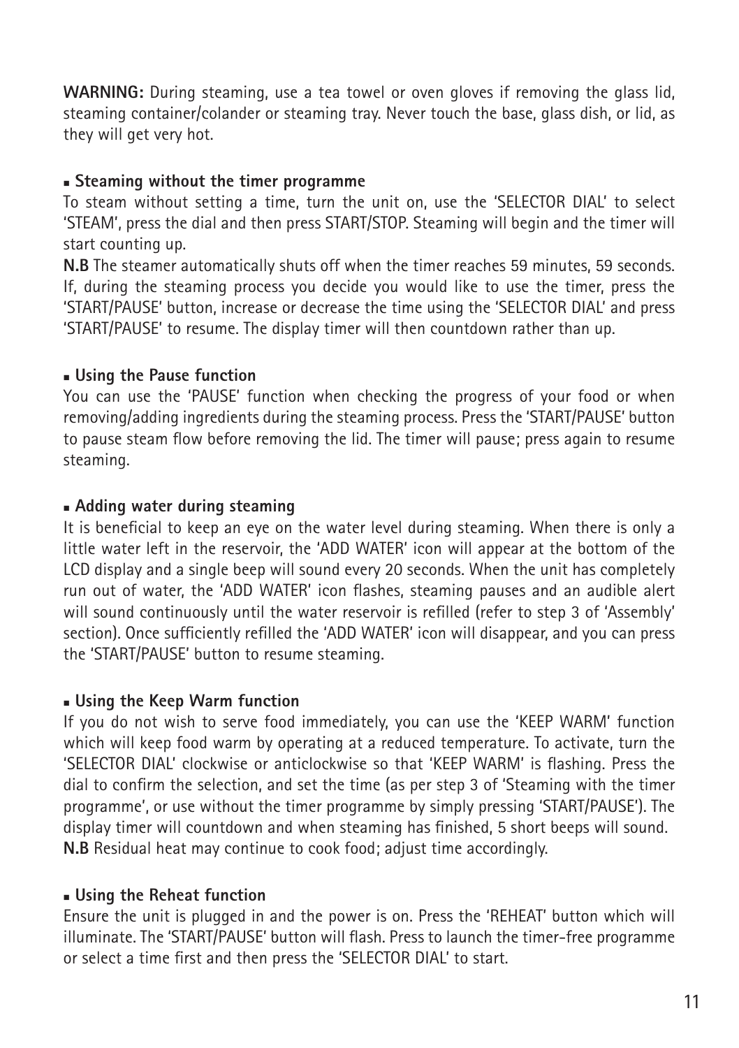**WARNING:** During steaming, use a tea towel or oven gloves if removing the glass lid, steaming container/colander or steaming tray. Never touch the base, glass dish, or lid, as they will get very hot.

- **Steaming without the timer programme**

To steam without setting a time, turn the unit on, use the 'SELECTOR DIAL' to select 'STEAM', press the dial and then press START/STOP. Steaming will begin and the timer will start counting up.

**N.B** The steamer automatically shuts off when the timer reaches 59 minutes, 59 seconds. If, during the steaming process you decide you would like to use the timer, press the 'START/PAUSE' button, increase or decrease the time using the 'SELECTOR DIAL' and press 'START/PAUSE' to resume. The display timer will then countdown rather than up.

- **Using the Pause function**

You can use the 'PAUSE' function when checking the progress of your food or when removing/adding ingredients during the steaming process. Press the 'START/PAUSE' button to pause steam flow before removing the lid. The timer will pause; press again to resume steaming.

- **Adding water during steaming**

It is beneficial to keep an eye on the water level during steaming. When there is only a little water left in the reservoir, the 'ADD WATER' icon will appear at the bottom of the LCD display and a single beep will sound every 20 seconds. When the unit has completely run out of water, the 'ADD WATER' icon flashes, steaming pauses and an audible alert will sound continuously until the water reservoir is refilled (refer to step 3 of 'Assembly' section). Once sufficiently refilled the 'ADD WATER' icon will disappear, and you can press the 'START/PAUSE' button to resume steaming.

- **Using the Keep Warm function**

If you do not wish to serve food immediately, you can use the 'KEEP WARM' function which will keep food warm by operating at a reduced temperature. To activate, turn the 'SELECTOR DIAL' clockwise or anticlockwise so that 'KEEP WARM' is flashing. Press the dial to confirm the selection, and set the time (as per step 3 of 'Steaming with the timer programme', or use without the timer programme by simply pressing 'START/PAUSE'). The display timer will countdown and when steaming has finished, 5 short beeps will sound.
**N.B** Residual heat may continue to cook food; adjust time accordingly.

- **Using the Reheat function**

Ensure the unit is plugged in and the power is on. Press the 'REHEAT' button which will illuminate. The 'START/PAUSE' button will flash. Press to launch the timer-free programme or select a time first and then press the 'SELECTOR DIAL' to start.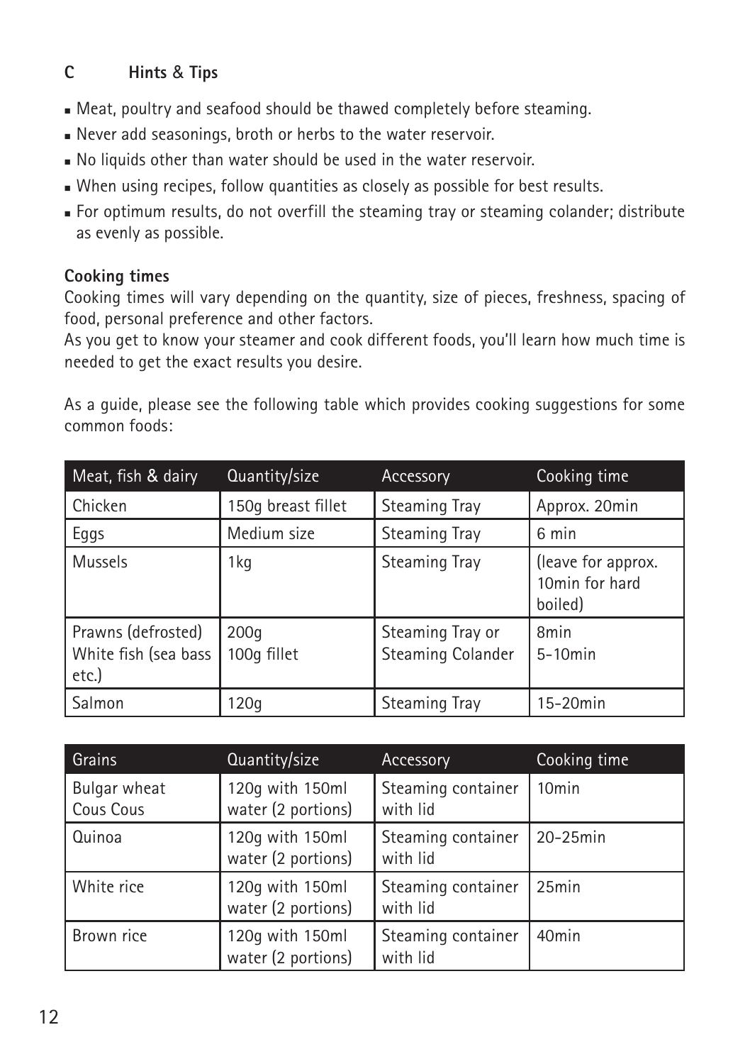## C Hints & Tips

- Meat, poultry and seafood should be thawed completely before steaming.
- Never add seasonings, broth or herbs to the water reservoir.
- No liquids other than water should be used in the water reservoir.
- When using recipes, follow quantities as closely as possible for best results.
- For optimum results, do not overfill the steaming tray or steaming colander; distribute as evenly as possible.

**Cooking times**

Cooking times will vary depending on the quantity, size of pieces, freshness, spacing of food, personal preference and other factors.
As you get to know your steamer and cook different foods, you'll learn how much time is needed to get the exact results you desire.

As a guide, please see the following table which provides cooking suggestions for some common foods:

| Meat, fish & dairy | Quantity/size | Accessory | Cooking time |
|---|---|---|---|
| Chicken | 150g breast fillet | Steaming Tray | Approx. 20min |
| Eggs | Medium size | Steaming Tray | 6 min |
| Mussels | 1kg | Steaming Tray | (leave for approx. 10min for hard boiled) |
| Prawns (defrosted)<br>White fish (sea bass etc.) | 200g<br>100g fillet | Steaming Tray or Steaming Colander | 8min<br>5-10min |
| Salmon | 120g | Steaming Tray | 15-20min |

| Grains | Quantity/size | Accessory | Cooking time |
|---|---|---|---|
| Bulgar wheat<br>Cous Cous | 120g with 150ml water (2 portions) | Steaming container with lid | 10min |
| Quinoa | 120g with 150ml water (2 portions) | Steaming container with lid | 20-25min |
| White rice | 120g with 150ml water (2 portions) | Steaming container with lid | 25min |
| Brown rice | 120g with 150ml water (2 portions) | Steaming container with lid | 40min |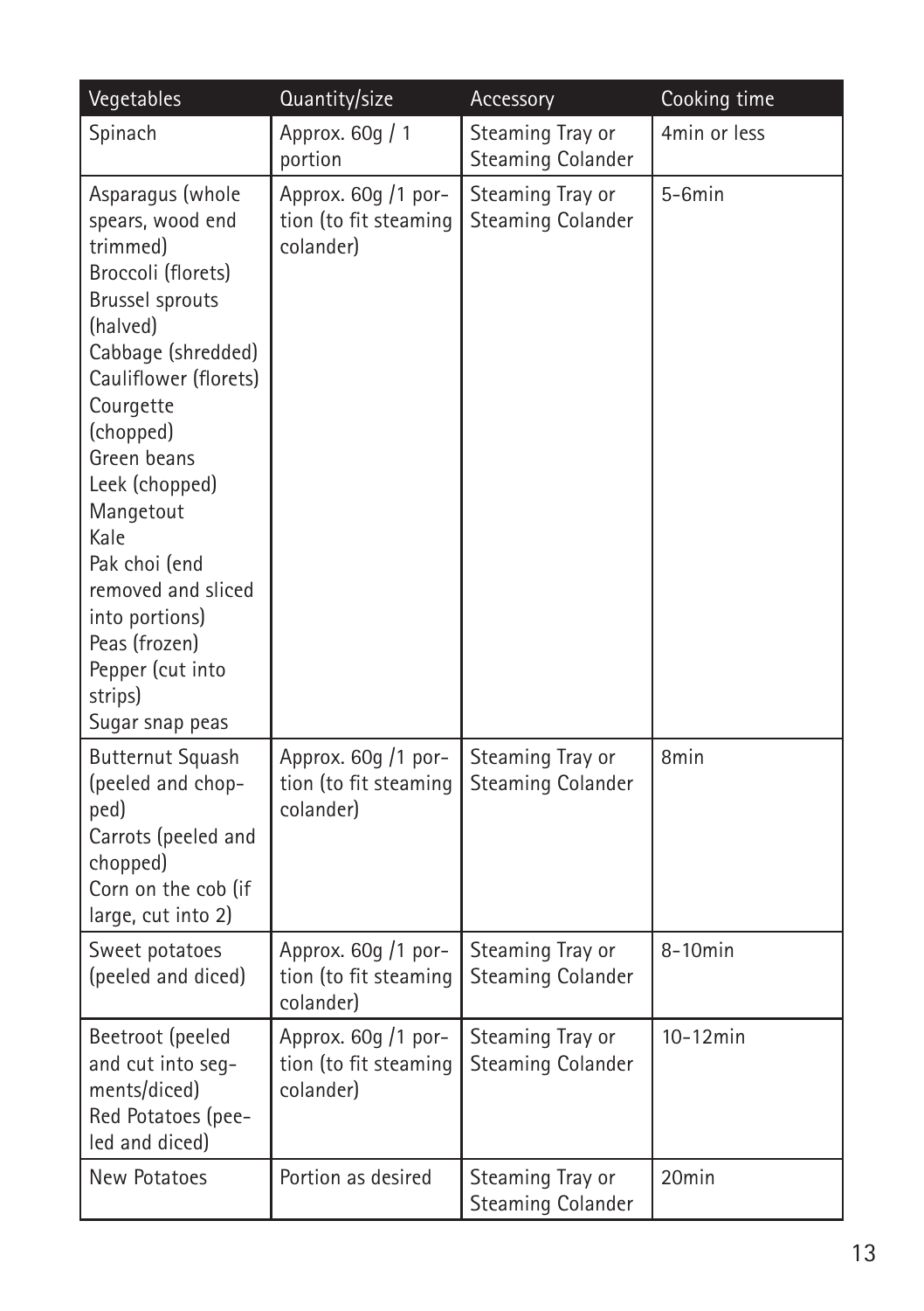| Vegetables | Quantity/size | Accessory | Cooking time |
|---|---|---|---|
| Spinach | Approx. 60g / 1 portion | Steaming Tray or Steaming Colander | 4min or less |
| Asparagus (whole spears, wood end trimmed)<br>Broccoli (florets)<br>Brussel sprouts (halved)<br>Cabbage (shredded)<br>Cauliflower (florets)<br>Courgette (chopped)<br>Green beans<br>Leek (chopped)<br>Mangetout<br>Kale<br>Pak choi (end removed and sliced into portions)<br>Peas (frozen)<br>Pepper (cut into strips)<br>Sugar snap peas | Approx. 60g /1 portion (to fit steaming colander) | Steaming Tray or Steaming Colander | 5-6min |
| Butternut Squash (peeled and chopped)<br>Carrots (peeled and chopped)<br>Corn on the cob (if large, cut into 2) | Approx. 60g /1 portion (to fit steaming colander) | Steaming Tray or Steaming Colander | 8min |
| Sweet potatoes (peeled and diced) | Approx. 60g /1 portion (to fit steaming colander) | Steaming Tray or Steaming Colander | 8-10min |
| Beetroot (peeled and cut into segments/diced)<br>Red Potatoes (peeled and diced) | Approx. 60g /1 portion (to fit steaming colander) | Steaming Tray or Steaming Colander | 10-12min |
| New Potatoes | Portion as desired | Steaming Tray or Steaming Colander | 20min |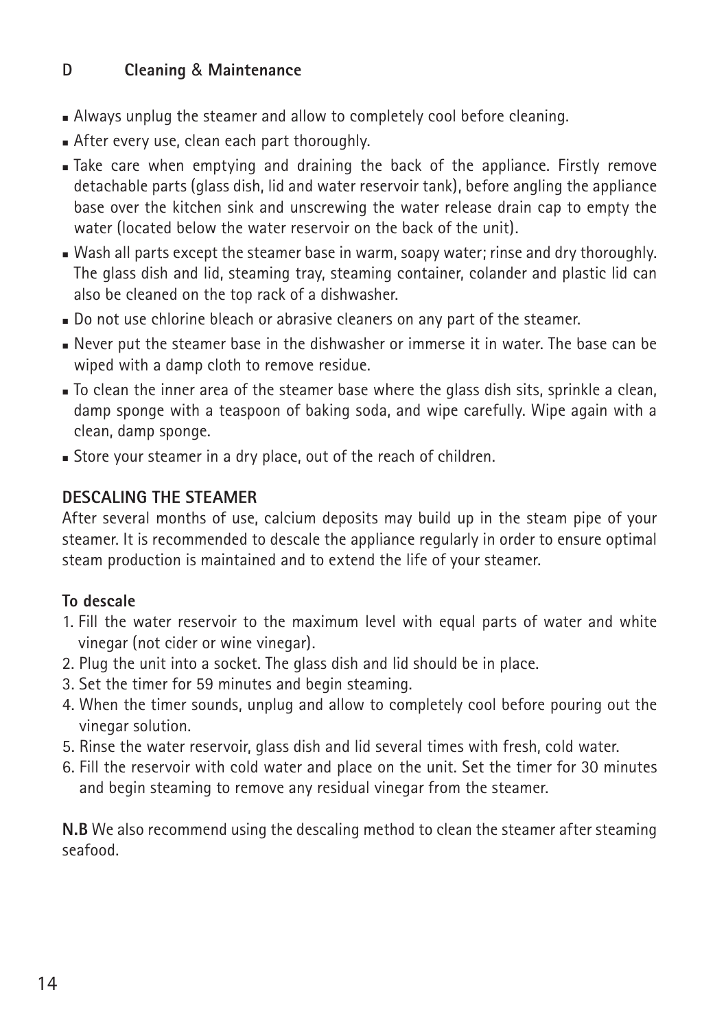## D Cleaning & Maintenance

- Always unplug the steamer and allow to completely cool before cleaning.
- After every use, clean each part thoroughly.
- Take care when emptying and draining the back of the appliance. Firstly remove detachable parts (glass dish, lid and water reservoir tank), before angling the appliance base over the kitchen sink and unscrewing the water release drain cap to empty the water (located below the water reservoir on the back of the unit).
- Wash all parts except the steamer base in warm, soapy water; rinse and dry thoroughly. The glass dish and lid, steaming tray, steaming container, colander and plastic lid can also be cleaned on the top rack of a dishwasher.
- Do not use chlorine bleach or abrasive cleaners on any part of the steamer.
- Never put the steamer base in the dishwasher or immerse it in water. The base can be wiped with a damp cloth to remove residue.
- To clean the inner area of the steamer base where the glass dish sits, sprinkle a clean, damp sponge with a teaspoon of baking soda, and wipe carefully. Wipe again with a clean, damp sponge.
- Store your steamer in a dry place, out of the reach of children.

### DESCALING THE STEAMER

After several months of use, calcium deposits may build up in the steam pipe of your steamer. It is recommended to descale the appliance regularly in order to ensure optimal steam production is maintained and to extend the life of your steamer.

#### To descale

1. Fill the water reservoir to the maximum level with equal parts of water and white vinegar (not cider or wine vinegar).
2. Plug the unit into a socket. The glass dish and lid should be in place.
3. Set the timer for 59 minutes and begin steaming.
4. When the timer sounds, unplug and allow to completely cool before pouring out the vinegar solution.
5. Rinse the water reservoir, glass dish and lid several times with fresh, cold water.
6. Fill the reservoir with cold water and place on the unit. Set the timer for 30 minutes and begin steaming to remove any residual vinegar from the steamer.

**N.B** We also recommend using the descaling method to clean the steamer after steaming seafood.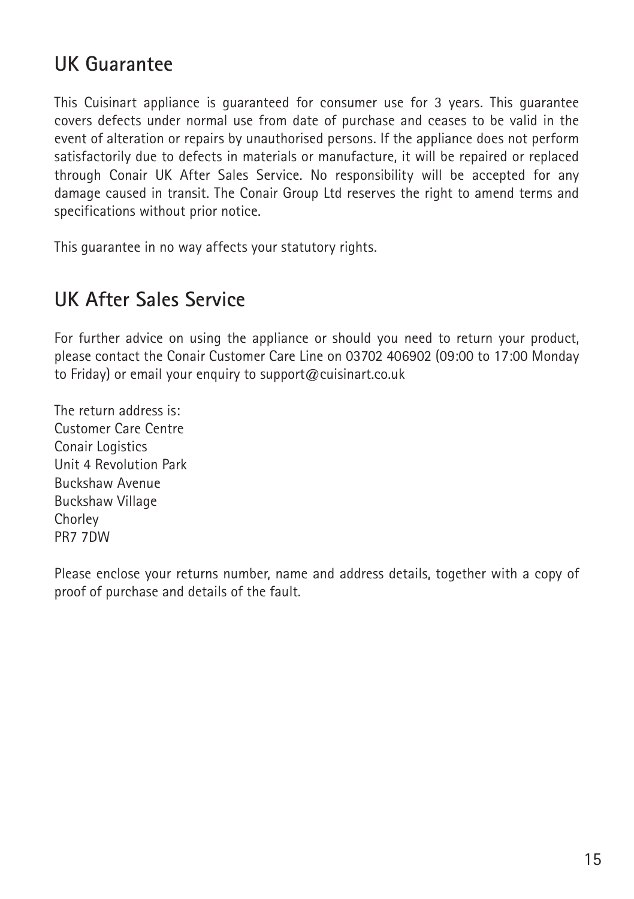## UK Guarantee

This Cuisinart appliance is guaranteed for consumer use for 3 years. This guarantee covers defects under normal use from date of purchase and ceases to be valid in the event of alteration or repairs by unauthorised persons. If the appliance does not perform satisfactorily due to defects in materials or manufacture, it will be repaired or replaced through Conair UK After Sales Service. No responsibility will be accepted for any damage caused in transit. The Conair Group Ltd reserves the right to amend terms and specifications without prior notice.

This guarantee in no way affects your statutory rights.

## UK After Sales Service

For further advice on using the appliance or should you need to return your product, please contact the Conair Customer Care Line on 03702 406902 (09:00 to 17:00 Monday to Friday) or email your enquiry to support@cuisinart.co.uk

The return address is:
Customer Care Centre
Conair Logistics
Unit 4 Revolution Park
Buckshaw Avenue
Buckshaw Village
Chorley
PR7 7DW

Please enclose your returns number, name and address details, together with a copy of proof of purchase and details of the fault.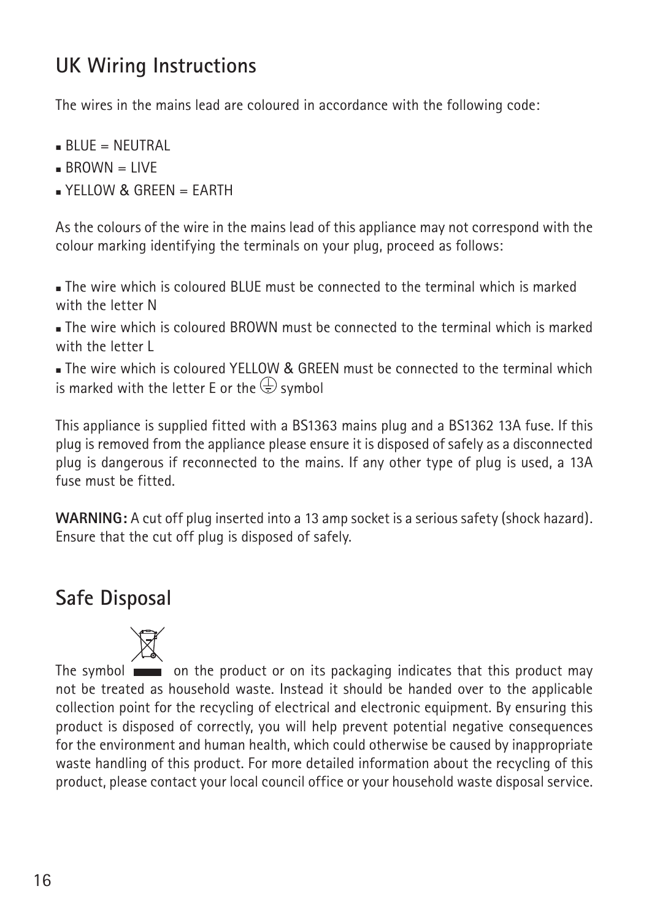## UK Wiring Instructions

The wires in the mains lead are coloured in accordance with the following code:

- BLUE = NEUTRAL
- BROWN = LIVE
- YELLOW & GREEN = EARTH

As the colours of the wire in the mains lead of this appliance may not correspond with the colour marking identifying the terminals on your plug, proceed as follows:

- The wire which is coloured BLUE must be connected to the terminal which is marked with the letter N
- The wire which is coloured BROWN must be connected to the terminal which is marked with the letter L
- The wire which is coloured YELLOW & GREEN must be connected to the terminal which is marked with the letter E or the ⏚ symbol

This appliance is supplied fitted with a BS1363 mains plug and a BS1362 13A fuse. If this plug is removed from the appliance please ensure it is disposed of safely as a disconnected plug is dangerous if reconnected to the mains. If any other type of plug is used, a 13A fuse must be fitted.

**WARNING:** A cut off plug inserted into a 13 amp socket is a serious safety (shock hazard). Ensure that the cut off plug is disposed of safely.

## Safe Disposal

The symbol on the product or on its packaging indicates that this product may not be treated as household waste. Instead it should be handed over to the applicable collection point for the recycling of electrical and electronic equipment. By ensuring this product is disposed of correctly, you will help prevent potential negative consequences for the environment and human health, which could otherwise be caused by inappropriate waste handling of this product. For more detailed information about the recycling of this product, please contact your local council office or your household waste disposal service.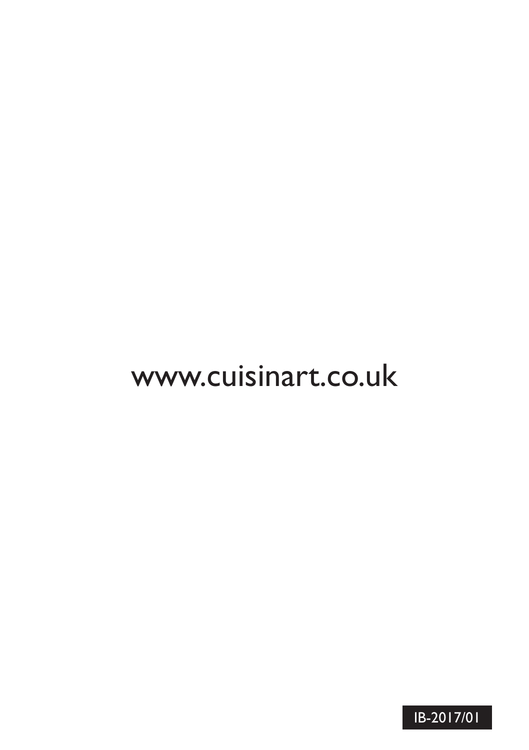www.cuisinart.co.uk

IB-2017/01